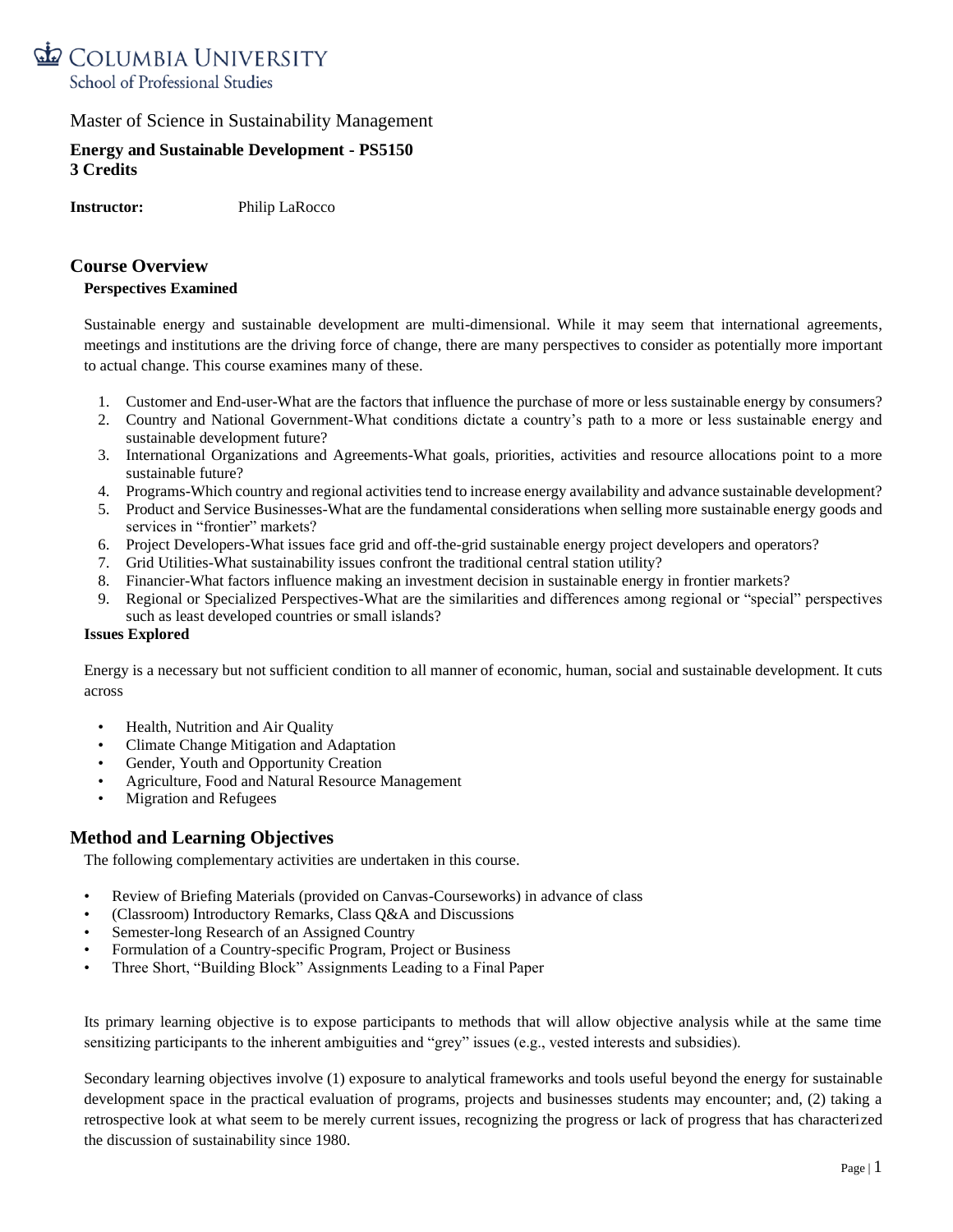Columbia University
School of Professional Studies

Master of Science in Sustainability Management

**Energy and Sustainable Development - PS5150**
**3 Credits**

**Instructor:** Philip LaRocco

## Course Overview

### Perspectives Examined

Sustainable energy and sustainable development are multi-dimensional. While it may seem that international agreements, meetings and institutions are the driving force of change, there are many perspectives to consider as potentially more important to actual change. This course examines many of these.

1. Customer and End-user-What are the factors that influence the purchase of more or less sustainable energy by consumers?
2. Country and National Government-What conditions dictate a country's path to a more or less sustainable energy and sustainable development future?
3. International Organizations and Agreements-What goals, priorities, activities and resource allocations point to a more sustainable future?
4. Programs-Which country and regional activities tend to increase energy availability and advance sustainable development?
5. Product and Service Businesses-What are the fundamental considerations when selling more sustainable energy goods and services in "frontier" markets?
6. Project Developers-What issues face grid and off-the-grid sustainable energy project developers and operators?
7. Grid Utilities-What sustainability issues confront the traditional central station utility?
8. Financier-What factors influence making an investment decision in sustainable energy in frontier markets?
9. Regional or Specialized Perspectives-What are the similarities and differences among regional or "special" perspectives such as least developed countries or small islands?

### Issues Explored

Energy is a necessary but not sufficient condition to all manner of economic, human, social and sustainable development. It cuts across

- Health, Nutrition and Air Quality
- Climate Change Mitigation and Adaptation
- Gender, Youth and Opportunity Creation
- Agriculture, Food and Natural Resource Management
- Migration and Refugees

## Method and Learning Objectives

The following complementary activities are undertaken in this course.

- Review of Briefing Materials (provided on Canvas-Courseworks) in advance of class
- (Classroom) Introductory Remarks, Class Q&A and Discussions
- Semester-long Research of an Assigned Country
- Formulation of a Country-specific Program, Project or Business
- Three Short, "Building Block" Assignments Leading to a Final Paper

Its primary learning objective is to expose participants to methods that will allow objective analysis while at the same time sensitizing participants to the inherent ambiguities and "grey" issues (e.g., vested interests and subsidies).

Secondary learning objectives involve (1) exposure to analytical frameworks and tools useful beyond the energy for sustainable development space in the practical evaluation of programs, projects and businesses students may encounter; and, (2) taking a retrospective look at what seem to be merely current issues, recognizing the progress or lack of progress that has characterized the discussion of sustainability since 1980.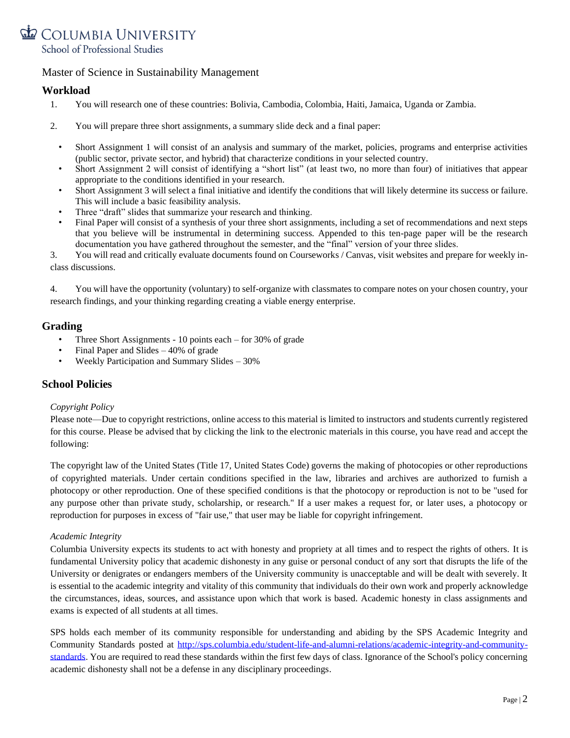Master of Science in Sustainability Management

## Workload

1. You will research one of these countries: Bolivia, Cambodia, Colombia, Haiti, Jamaica, Uganda or Zambia.

2. You will prepare three short assignments, a summary slide deck and a final paper:

   - Short Assignment 1 will consist of an analysis and summary of the market, policies, programs and enterprise activities (public sector, private sector, and hybrid) that characterize conditions in your selected country.
   - Short Assignment 2 will consist of identifying a "short list" (at least two, no more than four) of initiatives that appear appropriate to the conditions identified in your research.
   - Short Assignment 3 will select a final initiative and identify the conditions that will likely determine its success or failure. This will include a basic feasibility analysis.
   - Three "draft" slides that summarize your research and thinking.
   - Final Paper will consist of a synthesis of your three short assignments, including a set of recommendations and next steps that you believe will be instrumental in determining success. Appended to this ten-page paper will be the research documentation you have gathered throughout the semester, and the "final" version of your three slides.

3. You will read and critically evaluate documents found on Courseworks / Canvas, visit websites and prepare for weekly in-class discussions.

4. You will have the opportunity (voluntary) to self-organize with classmates to compare notes on your chosen country, your research findings, and your thinking regarding creating a viable energy enterprise.

## Grading

- Three Short Assignments - 10 points each – for 30% of grade
- Final Paper and Slides – 40% of grade
- Weekly Participation and Summary Slides – 30%

## School Policies

*Copyright Policy*

Please note—Due to copyright restrictions, online access to this material is limited to instructors and students currently registered for this course. Please be advised that by clicking the link to the electronic materials in this course, you have read and accept the following:

The copyright law of the United States (Title 17, United States Code) governs the making of photocopies or other reproductions of copyrighted materials. Under certain conditions specified in the law, libraries and archives are authorized to furnish a photocopy or other reproduction. One of these specified conditions is that the photocopy or reproduction is not to be "used for any purpose other than private study, scholarship, or research." If a user makes a request for, or later uses, a photocopy or reproduction for purposes in excess of "fair use," that user may be liable for copyright infringement.

*Academic Integrity*

Columbia University expects its students to act with honesty and propriety at all times and to respect the rights of others. It is fundamental University policy that academic dishonesty in any guise or personal conduct of any sort that disrupts the life of the University or denigrates or endangers members of the University community is unacceptable and will be dealt with severely. It is essential to the academic integrity and vitality of this community that individuals do their own work and properly acknowledge the circumstances, ideas, sources, and assistance upon which that work is based. Academic honesty in class assignments and exams is expected of all students at all times.

SPS holds each member of its community responsible for understanding and abiding by the SPS Academic Integrity and Community Standards posted at [http://sps.columbia.edu/student-life-and-alumni-relations/academic-integrity-and-community-standards](http://sps.columbia.edu/student-life-and-alumni-relations/academic-integrity-and-community-standards). You are required to read these standards within the first few days of class. Ignorance of the School's policy concerning academic dishonesty shall not be a defense in any disciplinary proceedings.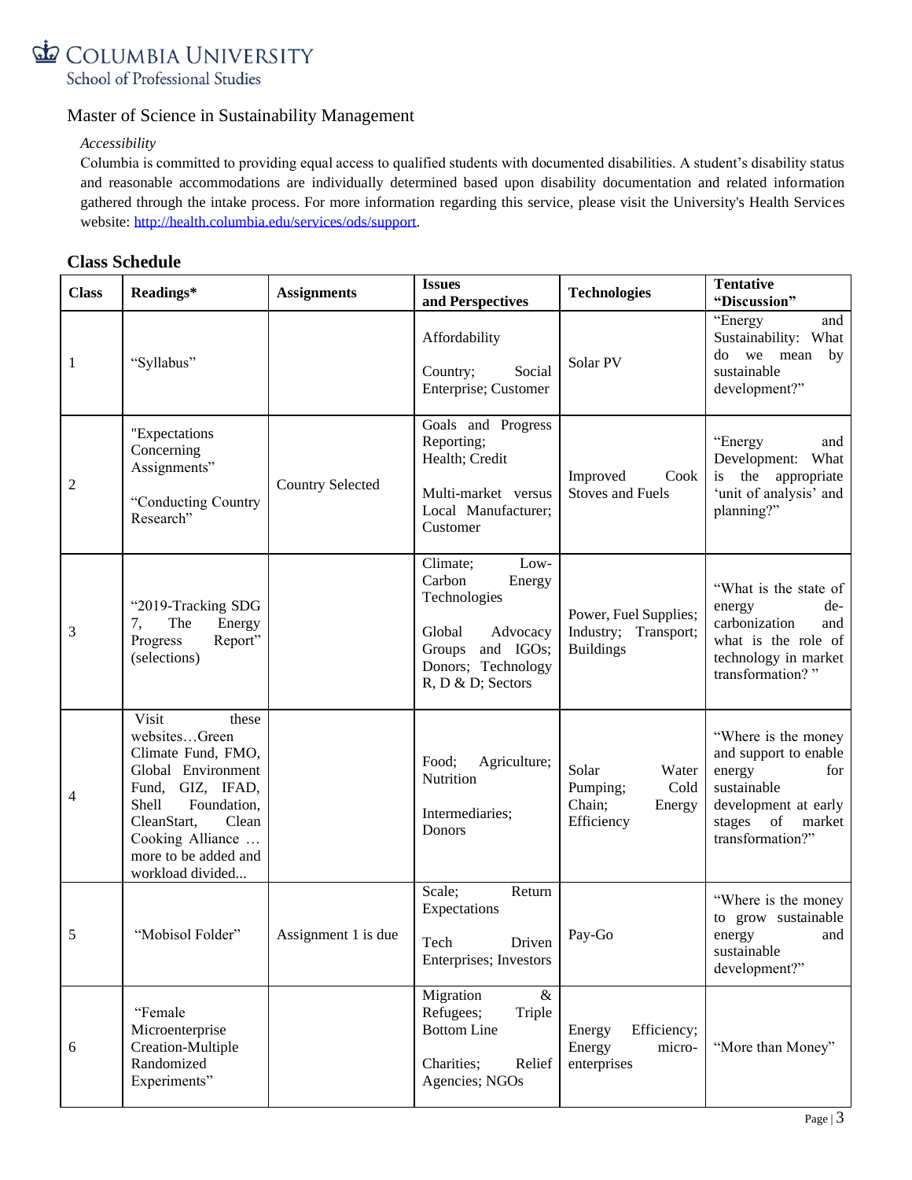Master of Science in Sustainability Management

*Accessibility*

Columbia is committed to providing equal access to qualified students with documented disabilities. A student's disability status and reasonable accommodations are individually determined based upon disability documentation and related information gathered through the intake process. For more information regarding this service, please visit the University's Health Services website: http://health.columbia.edu/services/ods/support.

## Class Schedule

| Class | Readings* | Assignments | Issues and Perspectives | Technologies | Tentative "Discussion" |
|---|---|---|---|---|---|
| 1 | "Syllabus" | | Affordability<br><br>Country; Social Enterprise; Customer | Solar PV | "Energy and Sustainability: What do we mean by sustainable development?" |
| 2 | "Expectations Concerning Assignments"<br><br>"Conducting Country Research" | Country Selected | Goals and Progress Reporting; Health; Credit<br><br>Multi-market versus Local Manufacturer; Customer | Improved Cook Stoves and Fuels | "Energy and Development: What is the appropriate 'unit of analysis' and planning?" |
| 3 | "2019-Tracking SDG 7, The Energy Progress Report" (selections) | | Climate; Low-Carbon Energy Technologies<br><br>Global Advocacy Groups and IGOs; Donors; Technology R, D & D; Sectors | Power, Fuel Supplies; Industry; Transport; Buildings | "What is the state of energy de-carbonization and what is the role of technology in market transformation? " |
| 4 | Visit these websites…Green Climate Fund, FMO, Global Environment Fund, GIZ, IFAD, Shell Foundation, CleanStart, Clean Cooking Alliance … more to be added and workload divided... | | Food; Agriculture; Nutrition<br><br>Intermediaries; Donors | Solar Water Pumping; Cold Chain; Energy Efficiency | "Where is the money and support to enable energy for sustainable development at early stages of market transformation?" |
| 5 | "Mobisol Folder" | Assignment 1 is due | Scale; Return Expectations<br><br>Tech Driven Enterprises; Investors | Pay-Go | "Where is the money to grow sustainable energy and sustainable development?" |
| 6 | "Female Microenterprise Creation-Multiple Randomized Experiments" | | Migration & Refugees; Triple Bottom Line<br><br>Charities; Relief Agencies; NGOs | Energy Efficiency; Energy micro-enterprises | "More than Money" |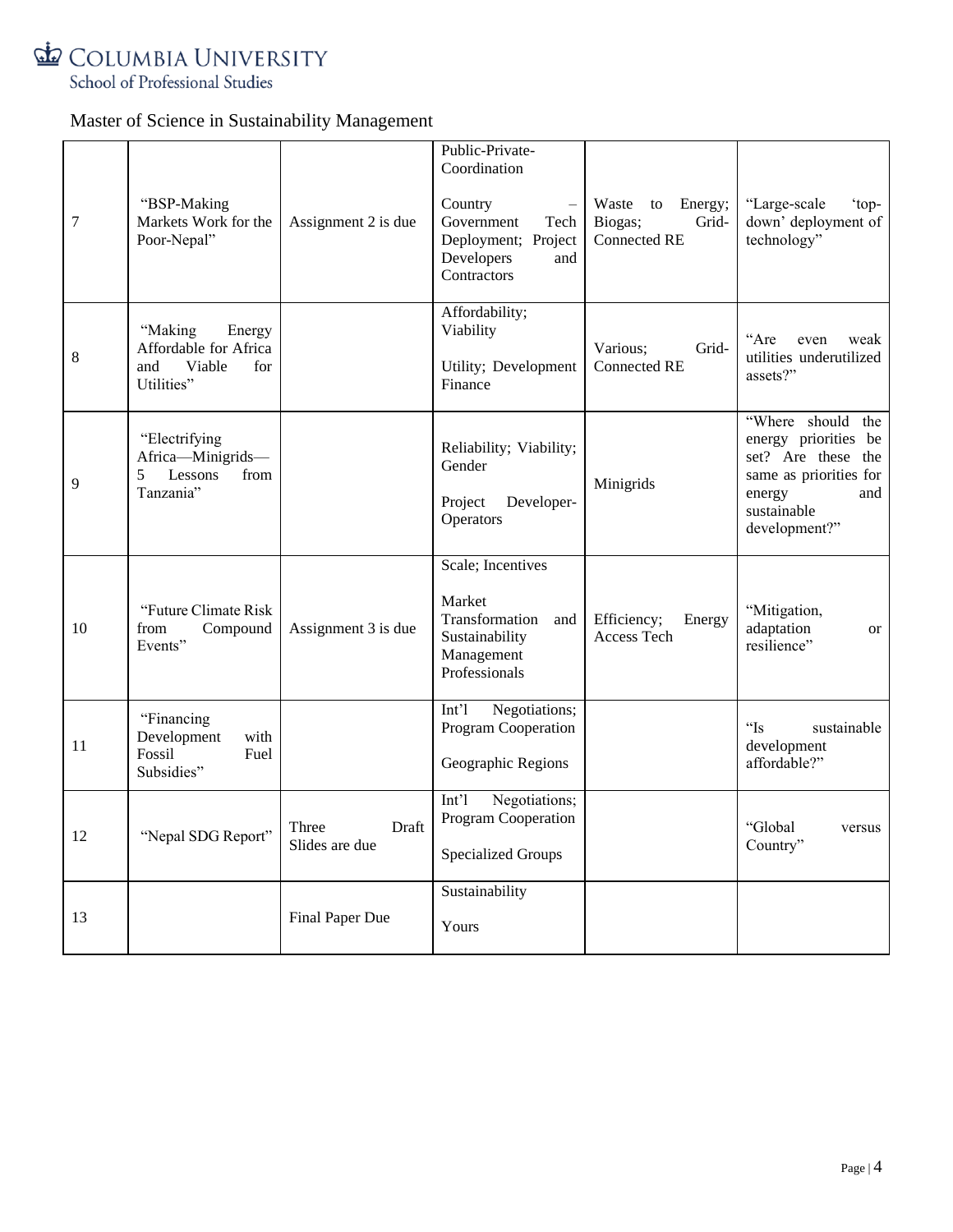Master of Science in Sustainability Management

| | | | | | |
|---|---|---|---|---|---|
| 7 | "BSP-Making Markets Work for the Poor-Nepal" | Assignment 2 is due | Public-Private-Coordination<br><br>Country – Government Tech Deployment; Project Developers and Contractors | Waste to Energy; Biogas; Grid-Connected RE | "Large-scale 'top-down' deployment of technology" |
| 8 | "Making Energy Affordable for Africa and Viable for Utilities" | | Affordability; Viability<br><br>Utility; Development Finance | Various; Grid-Connected RE | "Are even weak utilities underutilized assets?" |
| 9 | "Electrifying Africa—Minigrids—5 Lessons from Tanzania" | | Reliability; Viability; Gender<br><br>Project Developer-Operators | Minigrids | "Where should the energy priorities be set? Are these the same as priorities for energy and sustainable development?" |
| 10 | "Future Climate Risk from Compound Events" | Assignment 3 is due | Scale; Incentives<br><br>Market Transformation and Sustainability Management Professionals | Efficiency; Energy Access Tech | "Mitigation, adaptation or resilience" |
| 11 | "Financing Development with Fossil Fuel Subsidies" | | Int'l Negotiations; Program Cooperation<br><br>Geographic Regions | | "Is sustainable development affordable?" |
| 12 | "Nepal SDG Report" | Three Draft Slides are due | Int'l Negotiations; Program Cooperation<br><br>Specialized Groups | | "Global versus Country" |
| 13 | | Final Paper Due | Sustainability<br><br>Yours | | |